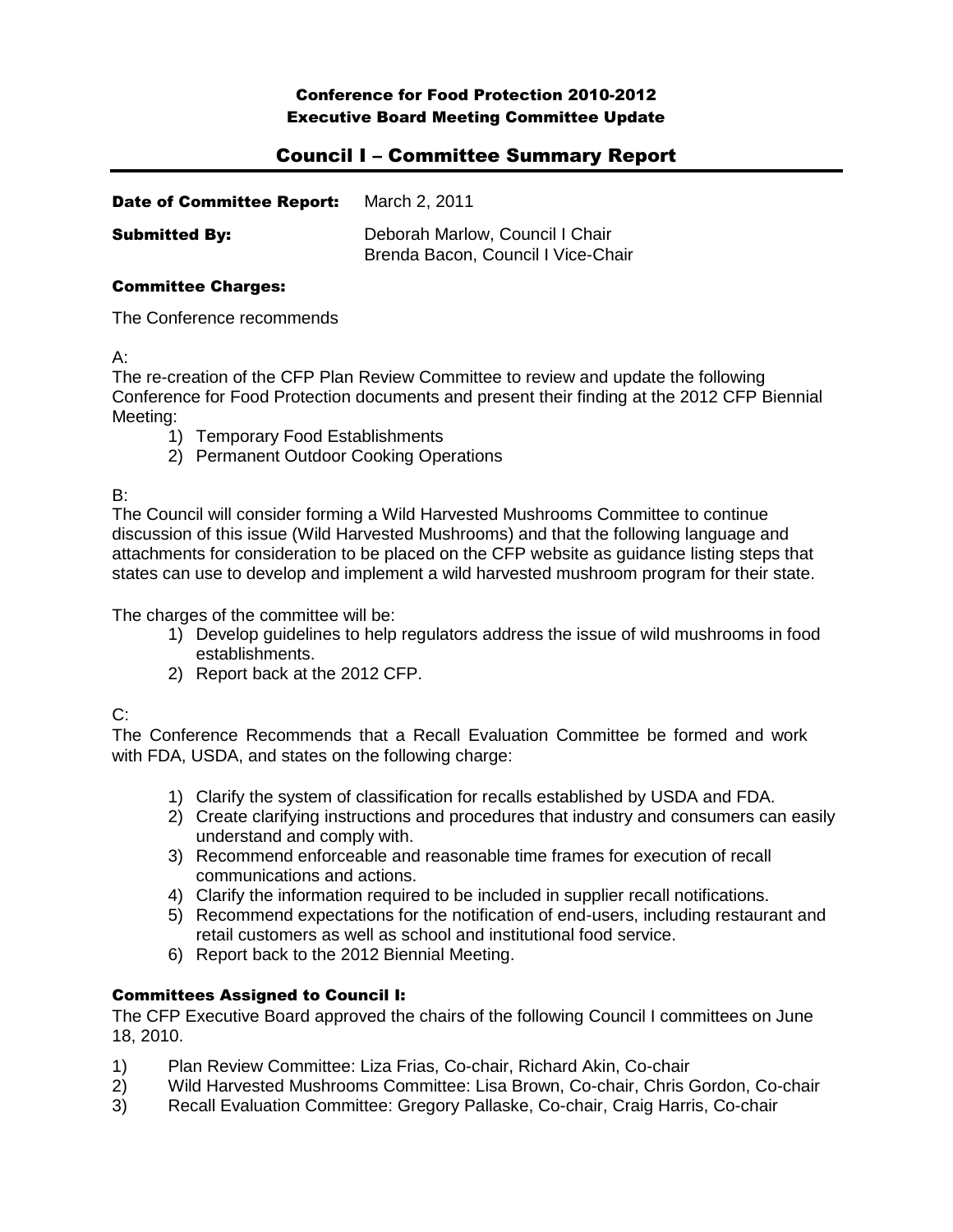**Conference for Food Protection 2010-2012**
**Executive Board Meeting Committee Update**

# Council I – Committee Summary Report

**Date of Committee Report:** March 2, 2011

**Submitted By:** Deborah Marlow, Council I Chair
Brenda Bacon, Council I Vice-Chair

### Committee Charges:

The Conference recommends

A:
The re-creation of the CFP Plan Review Committee to review and update the following Conference for Food Protection documents and present their finding at the 2012 CFP Biennial Meeting:

1) Temporary Food Establishments
2) Permanent Outdoor Cooking Operations

B:
The Council will consider forming a Wild Harvested Mushrooms Committee to continue discussion of this issue (Wild Harvested Mushrooms) and that the following language and attachments for consideration to be placed on the CFP website as guidance listing steps that states can use to develop and implement a wild harvested mushroom program for their state.

The charges of the committee will be:

1) Develop guidelines to help regulators address the issue of wild mushrooms in food establishments.
2) Report back at the 2012 CFP.

C:
The Conference Recommends that a Recall Evaluation Committee be formed and work with FDA, USDA, and states on the following charge:

1) Clarify the system of classification for recalls established by USDA and FDA.
2) Create clarifying instructions and procedures that industry and consumers can easily understand and comply with.
3) Recommend enforceable and reasonable time frames for execution of recall communications and actions.
4) Clarify the information required to be included in supplier recall notifications.
5) Recommend expectations for the notification of end-users, including restaurant and retail customers as well as school and institutional food service.
6) Report back to the 2012 Biennial Meeting.

### Committees Assigned to Council I:

The CFP Executive Board approved the chairs of the following Council I committees on June 18, 2010.

1) Plan Review Committee: Liza Frias, Co-chair, Richard Akin, Co-chair
2) Wild Harvested Mushrooms Committee: Lisa Brown, Co-chair, Chris Gordon, Co-chair
3) Recall Evaluation Committee: Gregory Pallaske, Co-chair, Craig Harris, Co-chair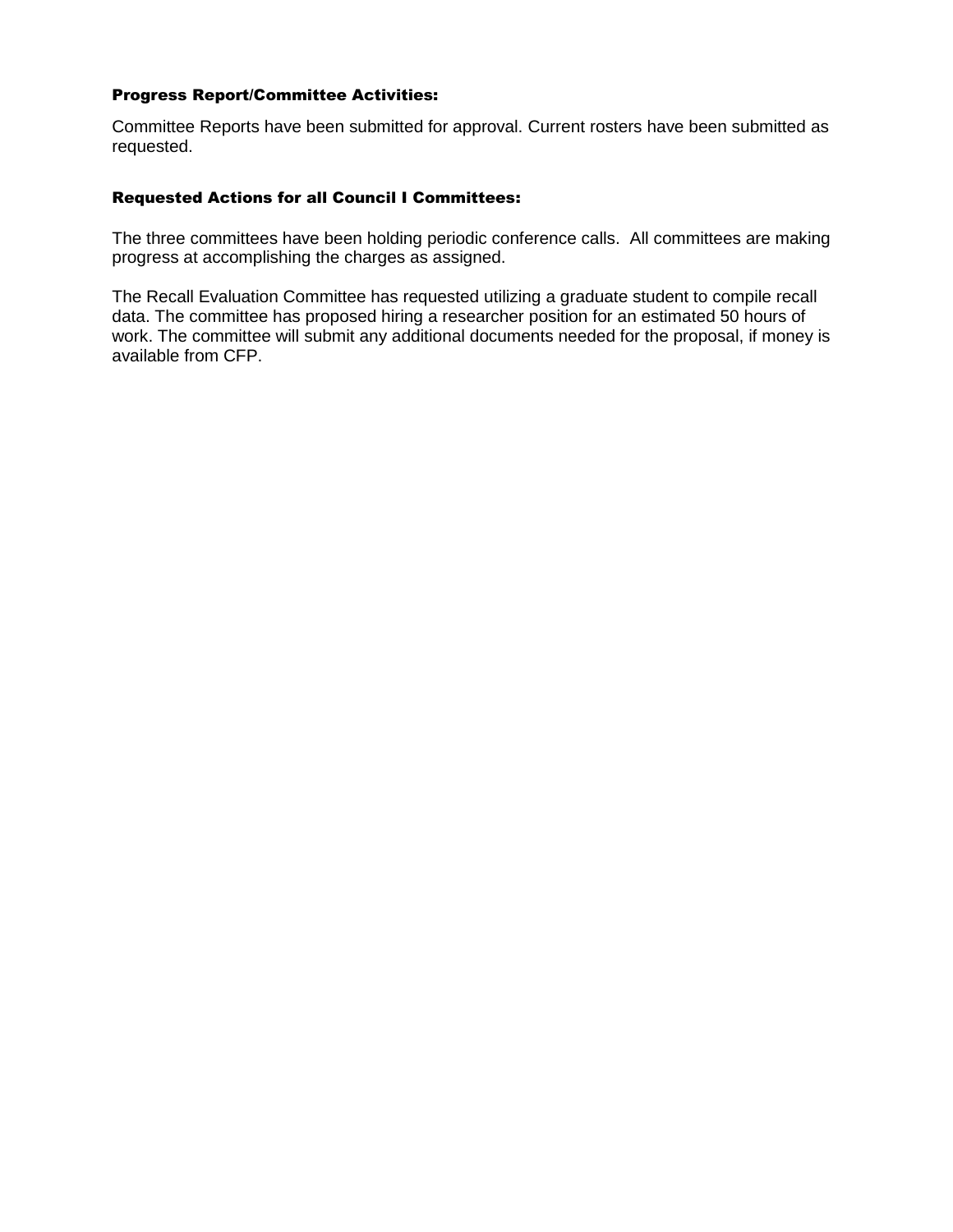### Progress Report/Committee Activities:

Committee Reports have been submitted for approval. Current rosters have been submitted as requested.

### Requested Actions for all Council I Committees:

The three committees have been holding periodic conference calls. All committees are making progress at accomplishing the charges as assigned.

The Recall Evaluation Committee has requested utilizing a graduate student to compile recall data. The committee has proposed hiring a researcher position for an estimated 50 hours of work. The committee will submit any additional documents needed for the proposal, if money is available from CFP.